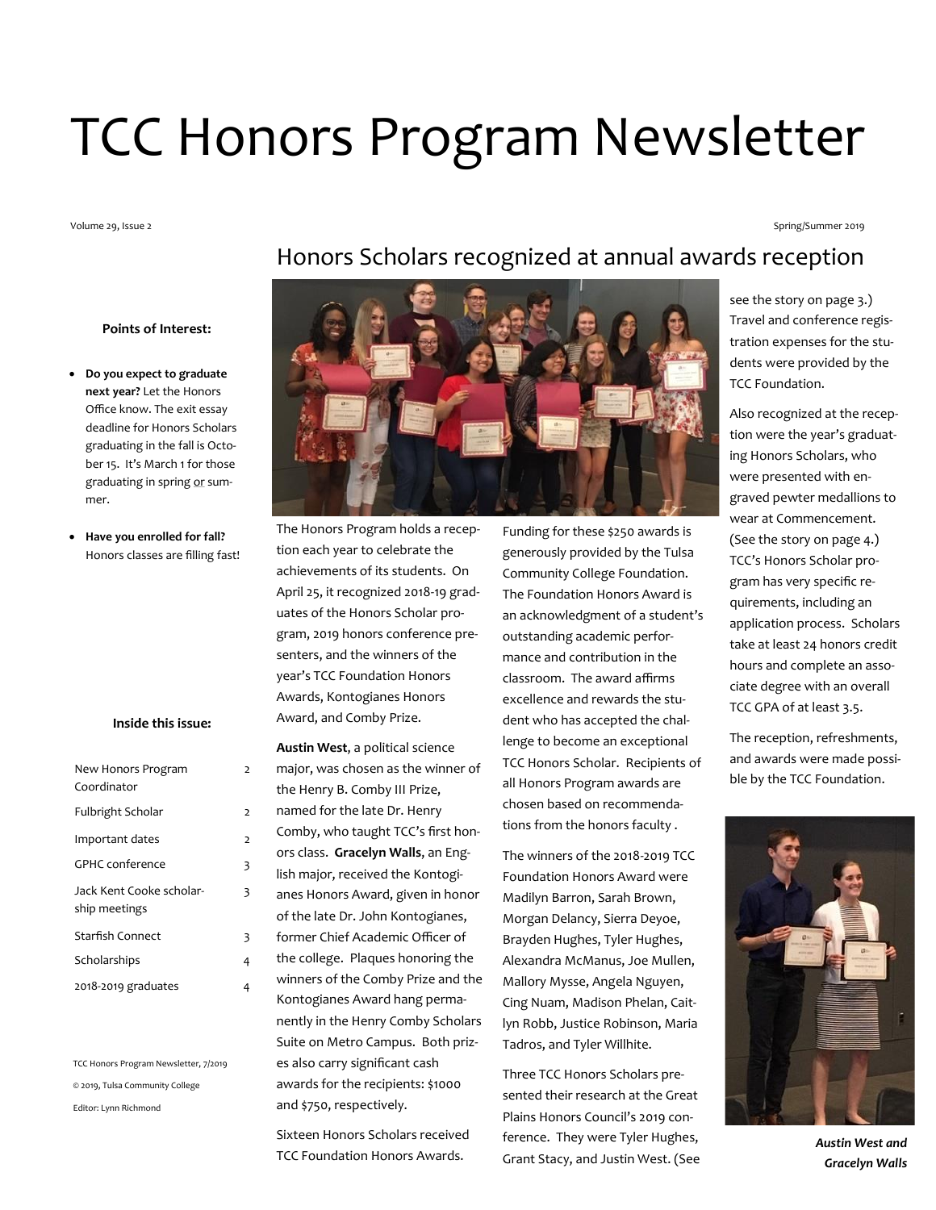# TCC Honors Program Newsletter

Volume 29, Issue 2

Spring/Summer 2019

**Points of Interest:**

- **Do you expect to graduate next year?** Let the Honors Office know. The exit essay deadline for Honors Scholars graduating in the fall is October 15. It's March 1 for those graduating in spring or summer.
- **Have you enrolled for fall?** Honors classes are filling fast!

**Inside this issue:**

| | |
|---|---|
| New Honors Program Coordinator | 2 |
| Fulbright Scholar | 2 |
| Important dates | 2 |
| GPHC conference | 3 |
| Jack Kent Cooke scholarship meetings | 3 |
| Starfish Connect | 3 |
| Scholarships | 4 |
| 2018-2019 graduates | 4 |

TCC Honors Program Newsletter, 7/2019

© 2019, Tulsa Community College

Editor: Lynn Richmond

## Honors Scholars recognized at annual awards reception

The Honors Program holds a reception each year to celebrate the achievements of its students. On April 25, it recognized 2018-19 graduates of the Honors Scholar program, 2019 honors conference presenters, and the winners of the year's TCC Foundation Honors Awards, Kontogianes Honors Award, and Comby Prize.

**Austin West**, a political science major, was chosen as the winner of the Henry B. Comby III Prize, named for the late Dr. Henry Comby, who taught TCC's first honors class. **Gracelyn Walls**, an English major, received the Kontogianes Honors Award, given in honor of the late Dr. John Kontogianes, former Chief Academic Officer of the college. Plaques honoring the winners of the Comby Prize and the Kontogianes Award hang permanently in the Henry Comby Scholars Suite on Metro Campus. Both prizes also carry significant cash awards for the recipients: $1000 and $750, respectively.

Sixteen Honors Scholars received TCC Foundation Honors Awards. Funding for these $250 awards is generously provided by the Tulsa Community College Foundation. The Foundation Honors Award is an acknowledgment of a student's outstanding academic performance and contribution in the classroom. The award affirms excellence and rewards the student who has accepted the challenge to become an exceptional TCC Honors Scholar. Recipients of all Honors Program awards are chosen based on recommendations from the honors faculty .

The winners of the 2018-2019 TCC Foundation Honors Award were Madilyn Barron, Sarah Brown, Morgan Delancy, Sierra Deyoe, Brayden Hughes, Tyler Hughes, Alexandra McManus, Joe Mullen, Mallory Mysse, Angela Nguyen, Cing Nuam, Madison Phelan, Caitlyn Robb, Justice Robinson, Maria Tadros, and Tyler Willhite.

Three TCC Honors Scholars presented their research at the Great Plains Honors Council's 2019 conference. They were Tyler Hughes, Grant Stacy, and Justin West. (See see the story on page 3.) Travel and conference registration expenses for the students were provided by the TCC Foundation.

Also recognized at the reception were the year's graduating Honors Scholars, who were presented with engraved pewter medallions to wear at Commencement. (See the story on page 4.) TCC's Honors Scholar program has very specific requirements, including an application process. Scholars take at least 24 honors credit hours and complete an associate degree with an overall TCC GPA of at least 3.5.

The reception, refreshments, and awards were made possible by the TCC Foundation.

***Austin West and Gracelyn Walls***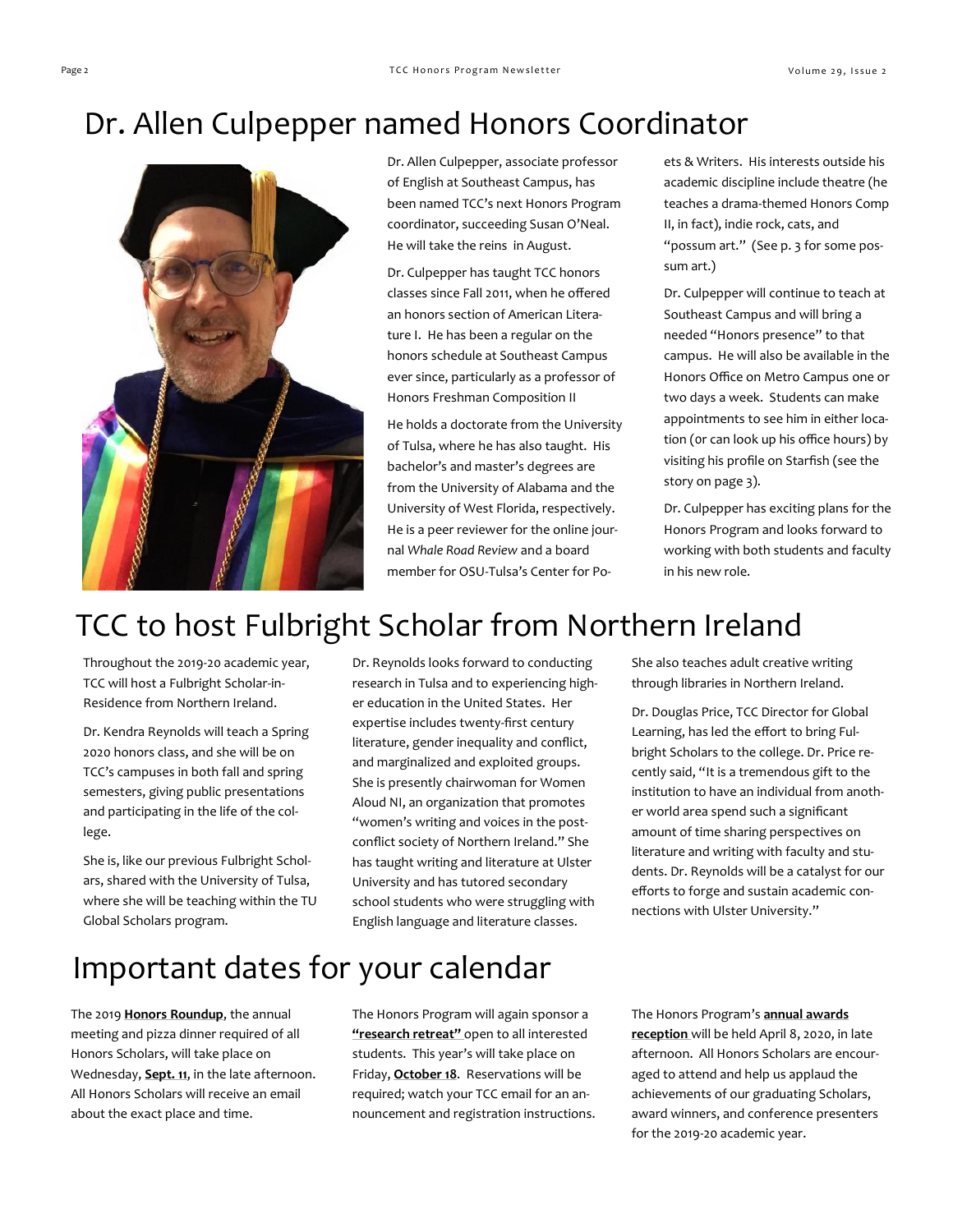# Dr. Allen Culpepper named Honors Coordinator

Dr. Allen Culpepper, associate professor of English at Southeast Campus, has been named TCC's next Honors Program coordinator, succeeding Susan O'Neal. He will take the reins in August.

Dr. Culpepper has taught TCC honors classes since Fall 2011, when he offered an honors section of American Literature I. He has been a regular on the honors schedule at Southeast Campus ever since, particularly as a professor of Honors Freshman Composition II

He holds a doctorate from the University of Tulsa, where he has also taught. His bachelor's and master's degrees are from the University of Alabama and the University of West Florida, respectively. He is a peer reviewer for the online journal *Whale Road Review* and a board member for OSU-Tulsa's Center for Poets & Writers. His interests outside his academic discipline include theatre (he teaches a drama-themed Honors Comp II, in fact), indie rock, cats, and "possum art." (See p. 3 for some possum art.)

Dr. Culpepper will continue to teach at Southeast Campus and will bring a needed "Honors presence" to that campus. He will also be available in the Honors Office on Metro Campus one or two days a week. Students can make appointments to see him in either location (or can look up his office hours) by visiting his profile on Starfish (see the story on page 3).

Dr. Culpepper has exciting plans for the Honors Program and looks forward to working with both students and faculty in his new role.

# TCC to host Fulbright Scholar from Northern Ireland

Throughout the 2019-20 academic year, TCC will host a Fulbright Scholar-in-Residence from Northern Ireland.

Dr. Kendra Reynolds will teach a Spring 2020 honors class, and she will be on TCC's campuses in both fall and spring semesters, giving public presentations and participating in the life of the college.

She is, like our previous Fulbright Scholars, shared with the University of Tulsa, where she will be teaching within the TU Global Scholars program.

Dr. Reynolds looks forward to conducting research in Tulsa and to experiencing higher education in the United States. Her expertise includes twenty-first century literature, gender inequality and conflict, and marginalized and exploited groups. She is presently chairwoman for Women Aloud NI, an organization that promotes "women's writing and voices in the post-conflict society of Northern Ireland." She has taught writing and literature at Ulster University and has tutored secondary school students who were struggling with English language and literature classes.

She also teaches adult creative writing through libraries in Northern Ireland.

Dr. Douglas Price, TCC Director for Global Learning, has led the effort to bring Fulbright Scholars to the college. Dr. Price recently said, "It is a tremendous gift to the institution to have an individual from another world area spend such a significant amount of time sharing perspectives on literature and writing with faculty and students. Dr. Reynolds will be a catalyst for our efforts to forge and sustain academic connections with Ulster University."

# Important dates for your calendar

The 2019 **Honors Roundup**, the annual meeting and pizza dinner required of all Honors Scholars, will take place on Wednesday, **Sept. 11**, in the late afternoon. All Honors Scholars will receive an email about the exact place and time.

The Honors Program will again sponsor a **"research retreat"** open to all interested students. This year's will take place on Friday, **October 18**. Reservations will be required; watch your TCC email for an announcement and registration instructions.

The Honors Program's **annual awards reception** will be held April 8, 2020, in late afternoon. All Honors Scholars are encouraged to attend and help us applaud the achievements of our graduating Scholars, award winners, and conference presenters for the 2019-20 academic year.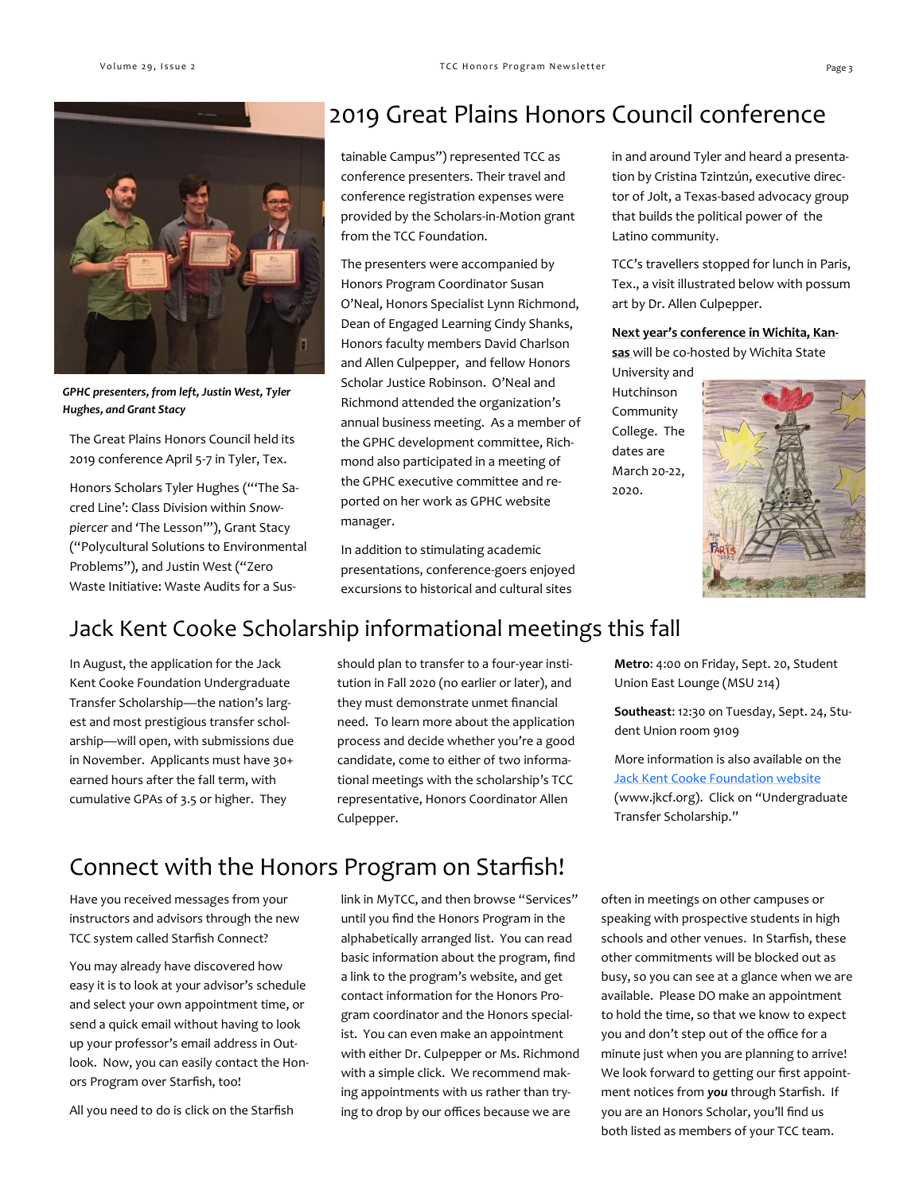## 2019 Great Plains Honors Council conference

*GPHC presenters, from left, Justin West, Tyler Hughes, and Grant Stacy*

The Great Plains Honors Council held its 2019 conference April 5-7 in Tyler, Tex.

Honors Scholars Tyler Hughes ("'The Sacred Line': Class Division within *Snowpiercer* and 'The Lesson'"), Grant Stacy ("Polycultural Solutions to Environmental Problems"), and Justin West ("Zero Waste Initiative: Waste Audits for a Sustainable Campus") represented TCC as conference presenters. Their travel and conference registration expenses were provided by the Scholars-in-Motion grant from the TCC Foundation.

The presenters were accompanied by Honors Program Coordinator Susan O'Neal, Honors Specialist Lynn Richmond, Dean of Engaged Learning Cindy Shanks, Honors faculty members David Charlson and Allen Culpepper, and fellow Honors Scholar Justice Robinson. O'Neal and Richmond attended the organization's annual business meeting. As a member of the GPHC development committee, Richmond also participated in a meeting of the GPHC executive committee and reported on her work as GPHC website manager.

In addition to stimulating academic presentations, conference-goers enjoyed excursions to historical and cultural sites in and around Tyler and heard a presentation by Cristina Tzintzún, executive director of Jolt, a Texas-based advocacy group that builds the political power of the Latino community.

TCC's travellers stopped for lunch in Paris, Tex., a visit illustrated below with possum art by Dr. Allen Culpepper.

**Next year's conference in Wichita, Kansas** will be co-hosted by Wichita State University and Hutchinson Community College. The dates are March 20-22, 2020.

## Jack Kent Cooke Scholarship informational meetings this fall

In August, the application for the Jack Kent Cooke Foundation Undergraduate Transfer Scholarship—the nation's largest and most prestigious transfer scholarship—will open, with submissions due in November. Applicants must have 30+ earned hours after the fall term, with cumulative GPAs of 3.5 or higher. They should plan to transfer to a four-year institution in Fall 2020 (no earlier or later), and they must demonstrate unmet financial need. To learn more about the application process and decide whether you're a good candidate, come to either of two informational meetings with the scholarship's TCC representative, Honors Coordinator Allen Culpepper.

**Metro**: 4:00 on Friday, Sept. 20, Student Union East Lounge (MSU 214)

**Southeast**: 12:30 on Tuesday, Sept. 24, Student Union room 9109

More information is also available on the Jack Kent Cooke Foundation website (www.jkcf.org). Click on "Undergraduate Transfer Scholarship."

## Connect with the Honors Program on Starfish!

Have you received messages from your instructors and advisors through the new TCC system called Starfish Connect?

You may already have discovered how easy it is to look at your advisor's schedule and select your own appointment time, or send a quick email without having to look up your professor's email address in Outlook. Now, you can easily contact the Honors Program over Starfish, too!

All you need to do is click on the Starfish link in MyTCC, and then browse "Services" until you find the Honors Program in the alphabetically arranged list. You can read basic information about the program, find a link to the program's website, and get contact information for the Honors Program coordinator and the Honors specialist. You can even make an appointment with either Dr. Culpepper or Ms. Richmond with a simple click. We recommend making appointments with us rather than trying to drop by our offices because we are often in meetings on other campuses or speaking with prospective students in high schools and other venues. In Starfish, these other commitments will be blocked out as busy, so you can see at a glance when we are available. Please DO make an appointment to hold the time, so that we know to expect you and don't step out of the office for a minute just when you are planning to arrive! We look forward to getting our first appointment notices from ***you*** through Starfish. If you are an Honors Scholar, you'll find us both listed as members of your TCC team.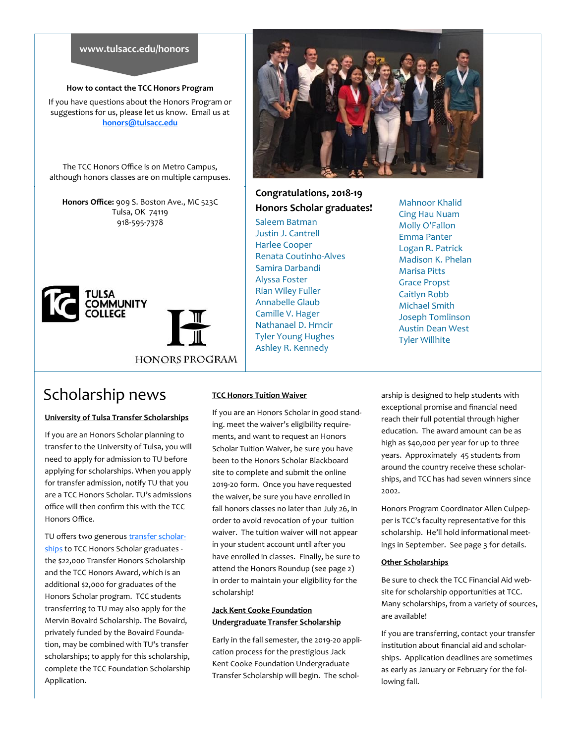www.tulsacc.edu/honors

**How to contact the TCC Honors Program**

If you have questions about the Honors Program or suggestions for us, please let us know. Email us at **honors@tulsacc.edu**

The TCC Honors Office is on Metro Campus, although honors classes are on multiple campuses.

**Honors Office:** 909 S. Boston Ave., MC 523C
Tulsa, OK 74119
918-595-7378

TULSA COMMUNITY COLLEGE

HONORS PROGRAM

**Congratulations, 2018-19 Honors Scholar graduates!**

Saleem Batman
Justin J. Cantrell
Harlee Cooper
Renata Coutinho-Alves
Samira Darbandi
Alyssa Foster
Rian Wiley Fuller
Annabelle Glaub
Camille V. Hager
Nathanael D. Hrncir
Tyler Young Hughes
Ashley R. Kennedy
Mahnoor Khalid
Cing Hau Nuam
Molly O'Fallon
Emma Panter
Logan R. Patrick
Madison K. Phelan
Marisa Pitts
Grace Propst
Caitlyn Robb
Michael Smith
Joseph Tomlinson
Austin Dean West
Tyler Willhite

# Scholarship news

**University of Tulsa Transfer Scholarships**

If you are an Honors Scholar planning to transfer to the University of Tulsa, you will need to apply for admission to TU before applying for scholarships. When you apply for transfer admission, notify TU that you are a TCC Honors Scholar. TU's admissions office will then confirm this with the TCC Honors Office.

TU offers two generous transfer scholarships to TCC Honors Scholar graduates - the $22,000 Transfer Honors Scholarship and the TCC Honors Award, which is an additional $2,000 for graduates of the Honors Scholar program. TCC students transferring to TU may also apply for the Mervin Bovaird Scholarship. The Bovaird, privately funded by the Bovaird Foundation, may be combined with TU's transfer scholarships; to apply for this scholarship, complete the TCC Foundation Scholarship Application.

**TCC Honors Tuition Waiver**

If you are an Honors Scholar in good standing. meet the waiver's eligibility requirements, and want to request an Honors Scholar Tuition Waiver, be sure you have been to the Honors Scholar Blackboard site to complete and submit the online 2019-20 form. Once you have requested the waiver, be sure you have enrolled in fall honors classes no later than July 26, in order to avoid revocation of your tuition waiver. The tuition waiver will not appear in your student account until after you have enrolled in classes. Finally, be sure to attend the Honors Roundup (see page 2) in order to maintain your eligibility for the scholarship!

**Jack Kent Cooke Foundation Undergraduate Transfer Scholarship**

Early in the fall semester, the 2019-20 application process for the prestigious Jack Kent Cooke Foundation Undergraduate Transfer Scholarship will begin. The scholarship is designed to help students with exceptional promise and financial need reach their full potential through higher education. The award amount can be as high as $40,000 per year for up to three years. Approximately 45 students from around the country receive these scholarships, and TCC has had seven winners since 2002.

Honors Program Coordinator Allen Culpepper is TCC's faculty representative for this scholarship. He'll hold informational meetings in September. See page 3 for details.

**Other Scholarships**

Be sure to check the TCC Financial Aid website for scholarship opportunities at TCC. Many scholarships, from a variety of sources, are available!

If you are transferring, contact your transfer institution about financial aid and scholarships. Application deadlines are sometimes as early as January or February for the following fall.